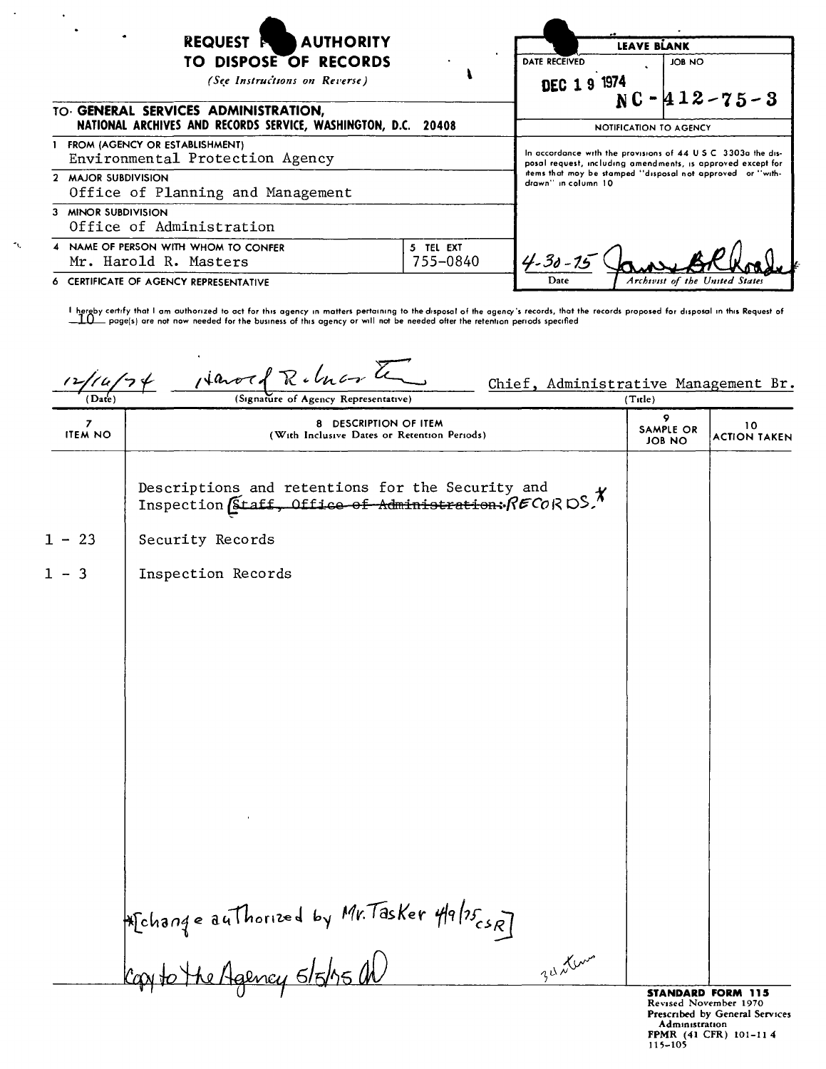# REQUEST FOR AUTHORITY TO DISPOSE OF RECORDS

*(See Instructions on Reverse)*

**TO: GENERAL SERVICES ADMINISTRATION, NATIONAL ARCHIVES AND RECORDS SERVICE, WASHINGTON, D.C. 20408**

| LEAVE BLANK | |
|---|---|
| DATE RECEIVED | JOB NO |
| DEC 19 1974 | NC - 412-75-3 |

**NOTIFICATION TO AGENCY**

In accordance with the provisions of 44 U S C 3303a the disposal request, including amendments, is approved except for items that may be stamped "disposal not approved" or "withdrawn" in column 10

4-30-75 — (signature) — Archivist of the United States

1 FROM (AGENCY OR ESTABLISHMENT)
Environmental Protection Agency

2 MAJOR SUBDIVISION
Office of Planning and Management

3 MINOR SUBDIVISION
Office of Administration

4 NAME OF PERSON WITH WHOM TO CONFER
Mr. Harold R. Masters

5 TEL EXT
755-0840

6 CERTIFICATE OF AGENCY REPRESENTATIVE

I hereby certify that I am authorized to act for this agency in matters pertaining to the disposal of the agency's records, that the records proposed for disposal in this Request of 10 page(s) are not now needed for the business of this agency or will not be needed after the retention periods specified

12/16/74 — Harold R. Masters (Signature of Agency Representative) — Chief, Administrative Management Br. (Title)

| 7 ITEM NO | 8 DESCRIPTION OF ITEM (With Inclusive Dates or Retention Periods) | 9 SAMPLE OR JOB NO | 10 ACTION TAKEN |
|---|---|---|---|
| | Descriptions and retentions for the Security and Inspection ~~Staff, Office of Administration:~~ RECORDS.* | | |
| 1 - 23 | Security Records | | |
| 1 - 3 | Inspection Records | | |

*[change authorized by Mr. Tasker 4/9/75 CSR]

Copy to the Agency 5/5/75 AD

26 items

**STANDARD FORM 115**
Revised November 1970
Prescribed by General Services Administration
FPMR (41 CFR) 101-11 4
115-105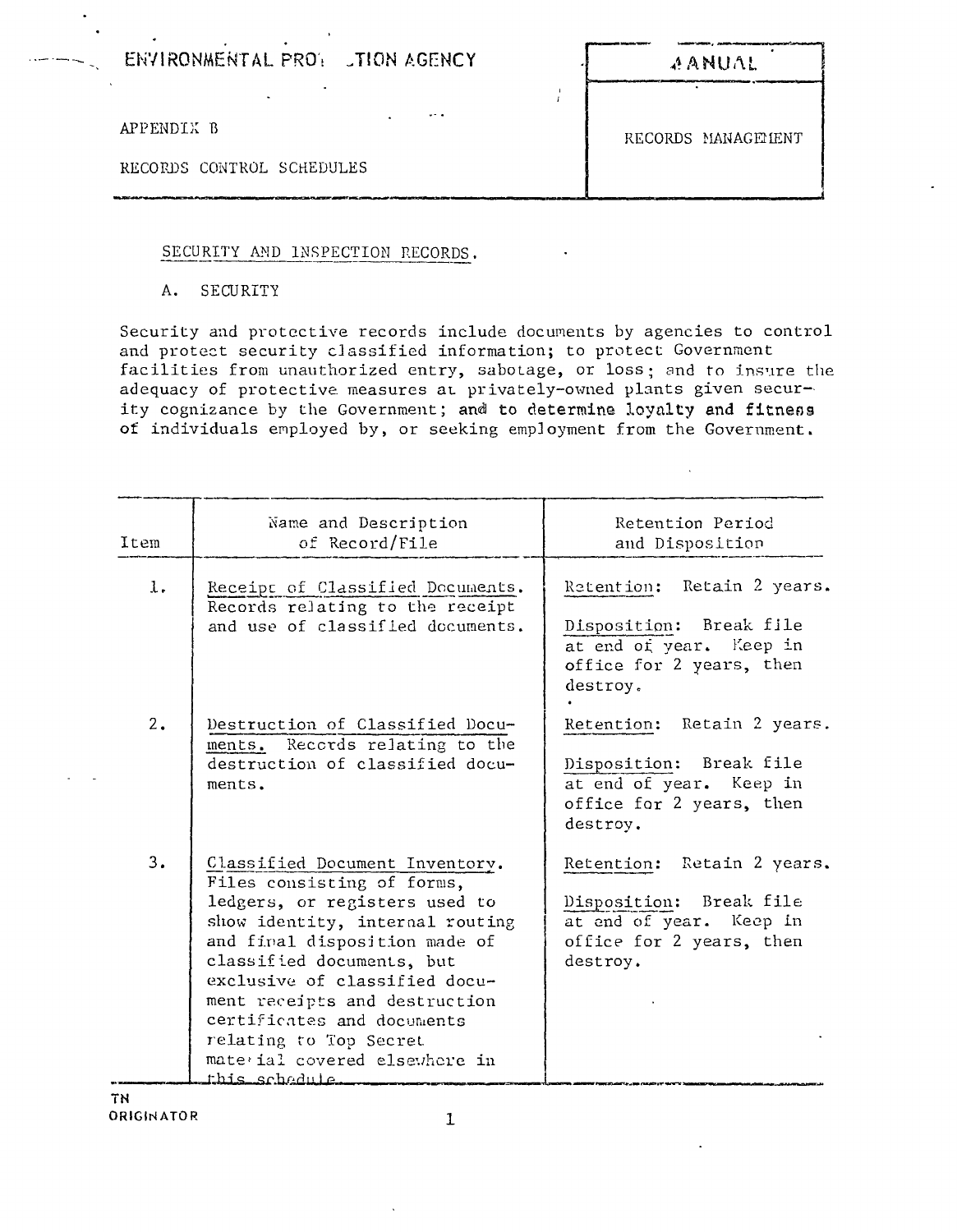ENVIRONMENTAL PROTECTION AGENCY

MANUAL

APPENDIX B

RECORDS CONTROL SCHEDULES

RECORDS MANAGEMENT

SECURITY AND INSPECTION RECORDS.

A. SECURITY

Security and protective records include documents by agencies to control and protect security classified information; to protect Government facilities from unauthorized entry, sabotage, or loss; and to insure the adequacy of protective measures at privately-owned plants given security cognizance by the Government; and to determine loyalty and fitness of individuals employed by, or seeking employment from the Government.

| Item | Name and Description of Record/File | Retention Period and Disposition |
|---|---|---|
| 1. | Receipt of Classified Documents. Records relating to the receipt and use of classified documents. | Retention: Retain 2 years. Disposition: Break file at end of year. Keep in office for 2 years, then destroy. |
| 2. | Destruction of Classified Documents. Records relating to the destruction of classified documents. | Retention: Retain 2 years. Disposition: Break file at end of year. Keep in office for 2 years, then destroy. |
| 3. | Classified Document Inventory. Files consisting of forms, ledgers, or registers used to show identity, internal routing and final disposition made of classified documents, but exclusive of classified document receipts and destruction certificates and documents relating to Top Secret material covered elsewhere in this schedule. | Retention: Retain 2 years. Disposition: Break file at end of year. Keep in office for 2 years, then destroy. |

TN ORIGINATOR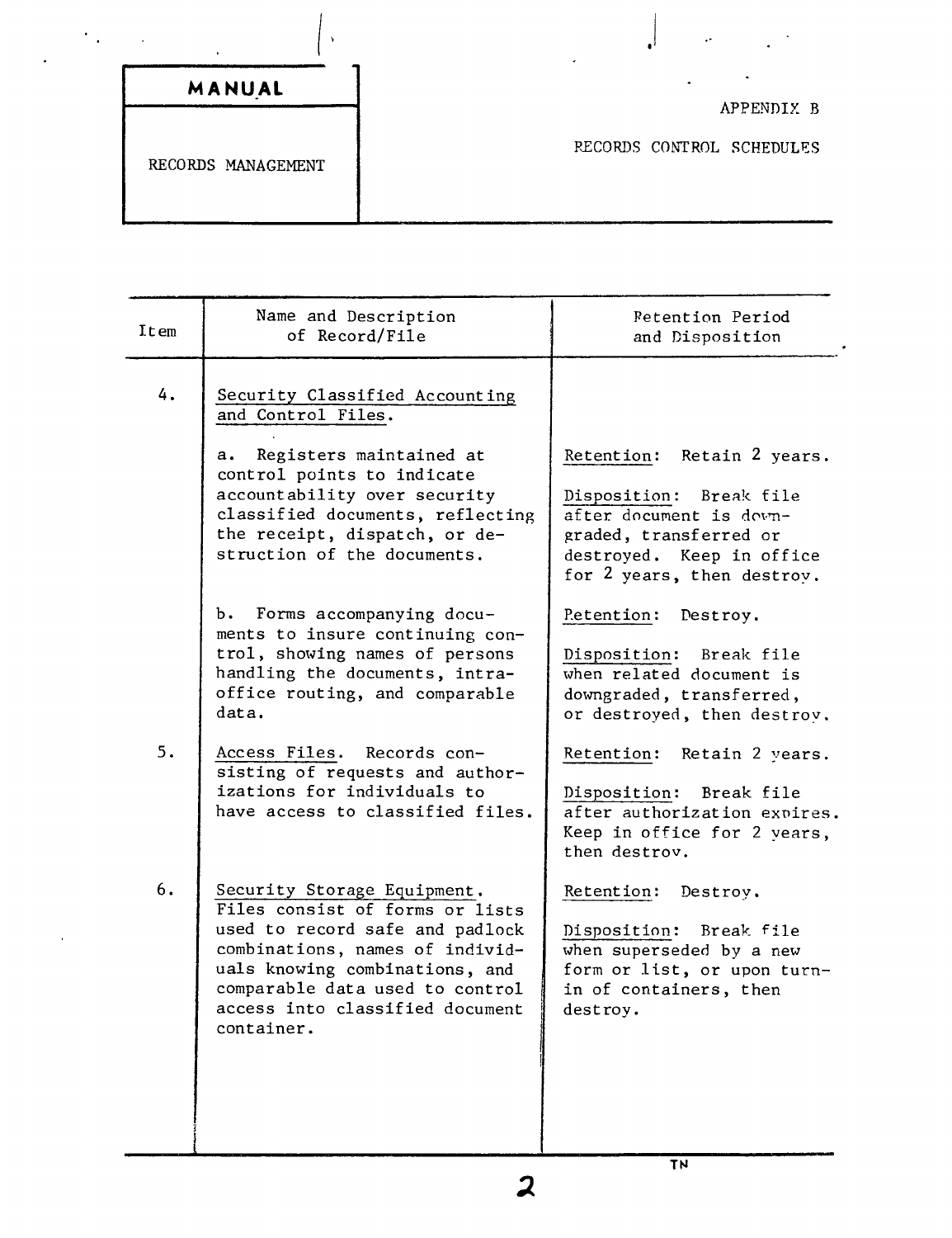**MANUAL**

RECORDS MANAGEMENT

APPENDIX B

RECORDS CONTROL SCHEDULES

| Item | Name and Description of Record/File | Retention Period and Disposition |
|---|---|---|
| 4. | Security Classified Accounting and Control Files. | |
| | a. Registers maintained at control points to indicate accountability over security classified documents, reflecting the receipt, dispatch, or destruction of the documents. | Retention: Retain 2 years. Disposition: Break file after document is downgraded, transferred or destroyed. Keep in office for 2 years, then destroy. |
| | b. Forms accompanying documents to insure continuing control, showing names of persons handling the documents, intra-office routing, and comparable data. | Retention: Destroy. Disposition: Break file when related document is downgraded, transferred, or destroyed, then destroy. |
| 5. | Access Files. Records consisting of requests and authorizations for individuals to have access to classified files. | Retention: Retain 2 years. Disposition: Break file after authorization expires. Keep in office for 2 years, then destroy. |
| 6. | Security Storage Equipment. Files consist of forms or lists used to record safe and padlock combinations, names of individuals knowing combinations, and comparable data used to control access into classified document container. | Retention: Destroy. Disposition: Break file when superseded by a new form or list, or upon turn-in of containers, then destroy. |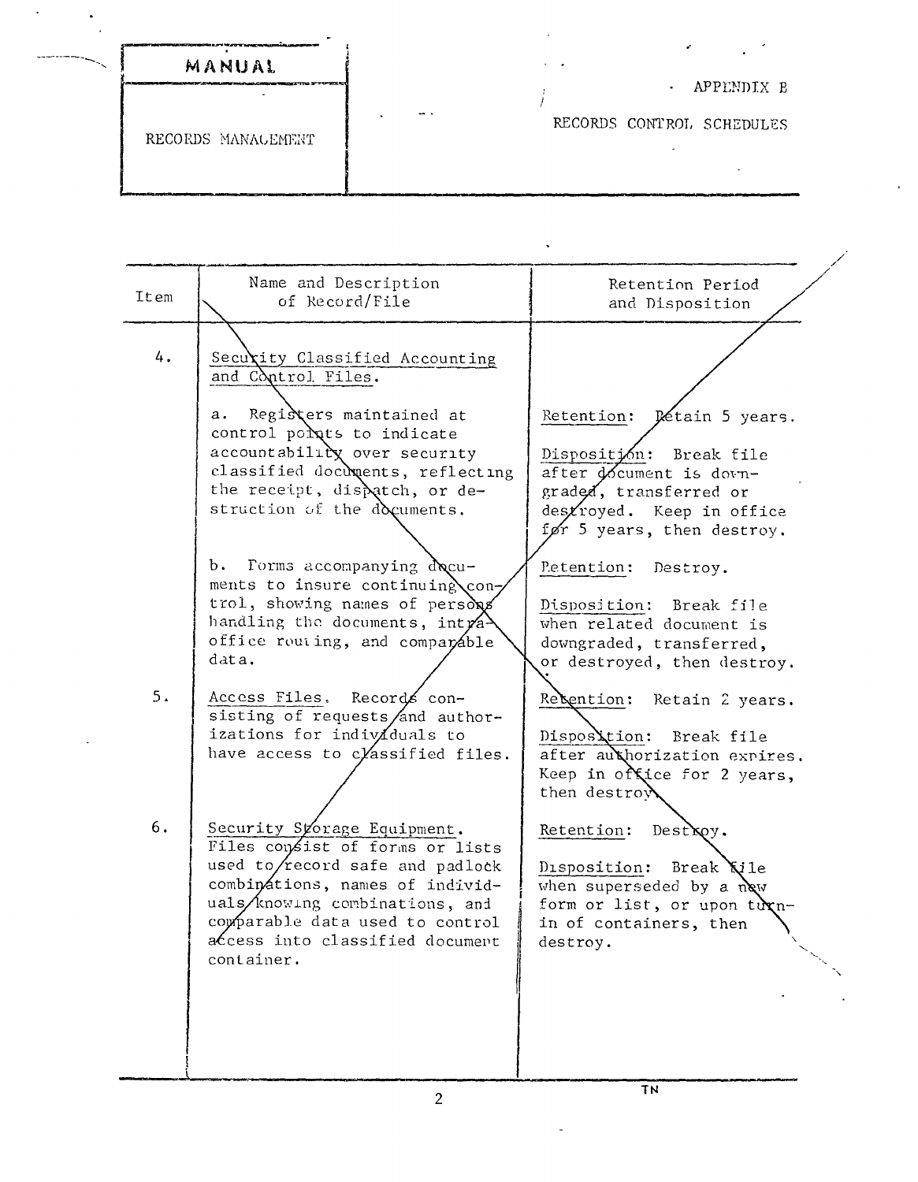MANUAL

RECORDS MANAGEMENT

APPENDIX B

RECORDS CONTROL SCHEDULES

| Item | Name and Description of Record/File | Retention Period and Disposition |
|---|---|---|
| 4. | Security Classified Accounting and Control Files. | |
| | a. Registers maintained at control points to indicate accountability over security classified documents, reflecting the receipt, dispatch, or destruction of the documents. | Retention: Retain 5 years.<br><br>Disposition: Break file after document is downgraded, transferred or destroyed. Keep in office for 5 years, then destroy. |
| | b. Forms accompanying documents to insure continuing control, showing names of persons handling the documents, intra-office routing, and comparable data. | Retention: Destroy.<br><br>Disposition: Break file when related document is downgraded, transferred, or destroyed, then destroy. |
| 5. | Access Files. Records consisting of requests and authorizations for individuals to have access to classified files. | Retention: Retain 2 years.<br><br>Disposition: Break file after authorization expires. Keep in office for 2 years, then destroy. |
| 6. | Security Storage Equipment. Files consist of forms or lists used to record safe and padlock combinations, names of individuals knowing combinations, and comparable data used to control access into classified document container. | Retention: Destroy.<br><br>Disposition: Break file when superseded by a new form or list, or upon turn-in of containers, then destroy. |

TN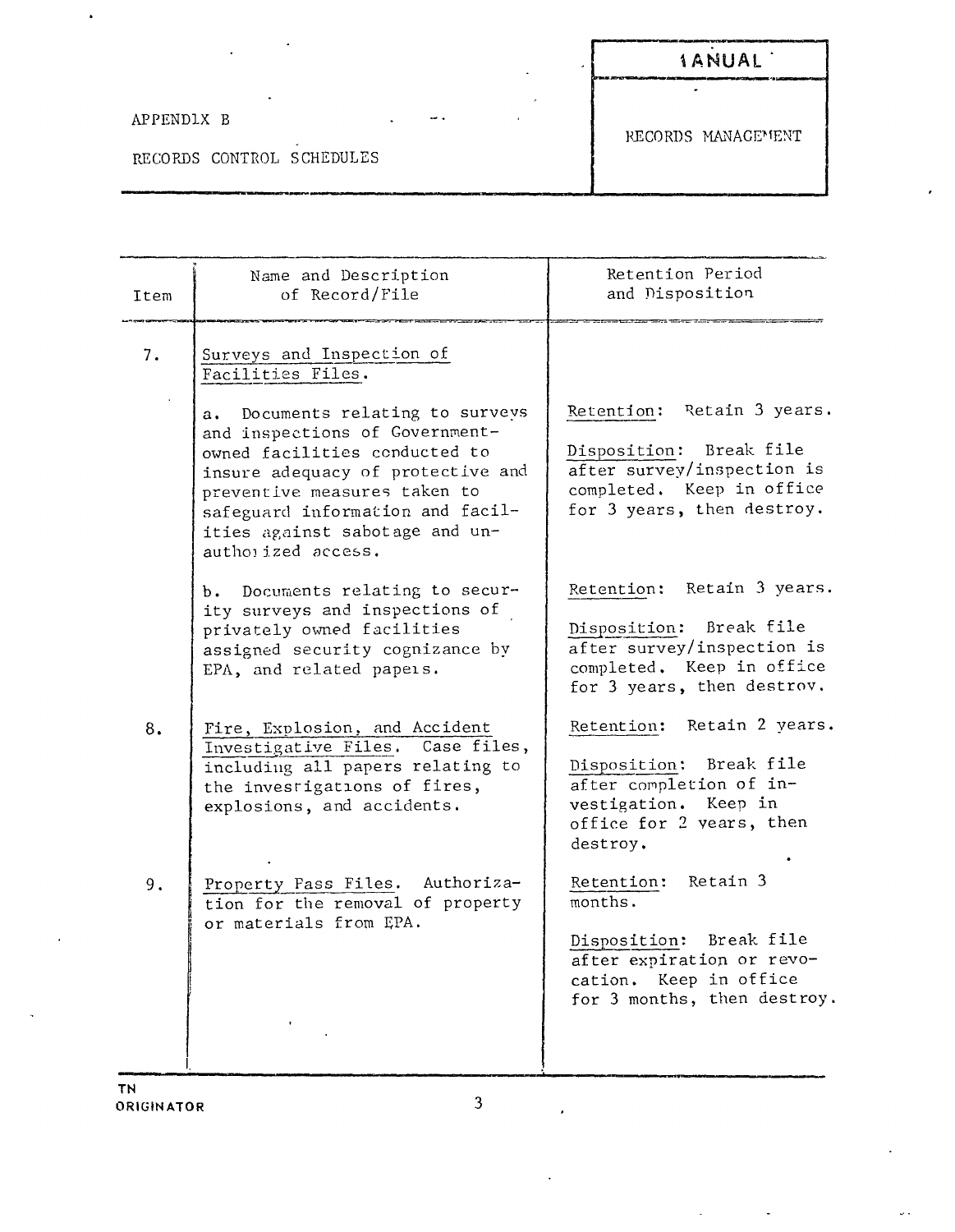APPENDIX B

RECORDS CONTROL SCHEDULES

MANUAL

RECORDS MANAGEMENT

| Item | Name and Description of Record/File | Retention Period and Disposition |
|---|---|---|
| 7. | Surveys and Inspection of Facilities Files. | |
| | a. Documents relating to surveys and inspections of Government-owned facilities conducted to insure adequacy of protective and preventive measures taken to safeguard information and facilities against sabotage and unauthorized access. | Retention: Retain 3 years.<br><br>Disposition: Break file after survey/inspection is completed. Keep in office for 3 years, then destroy. |
| | b. Documents relating to security surveys and inspections of privately owned facilities assigned security cognizance by EPA, and related papers. | Retention: Retain 3 years.<br><br>Disposition: Break file after survey/inspection is completed. Keep in office for 3 years, then destroy. |
| 8. | Fire, Explosion, and Accident Investigative Files. Case files, including all papers relating to the investigations of fires, explosions, and accidents. | Retention: Retain 2 years.<br><br>Disposition: Break file after completion of investigation. Keep in office for 2 years, then destroy. |
| 9. | Property Pass Files. Authorization for the removal of property or materials from EPA. | Retention: Retain 3 months.<br><br>Disposition: Break file after expiration or revocation. Keep in office for 3 months, then destroy. |

TN
ORIGINATOR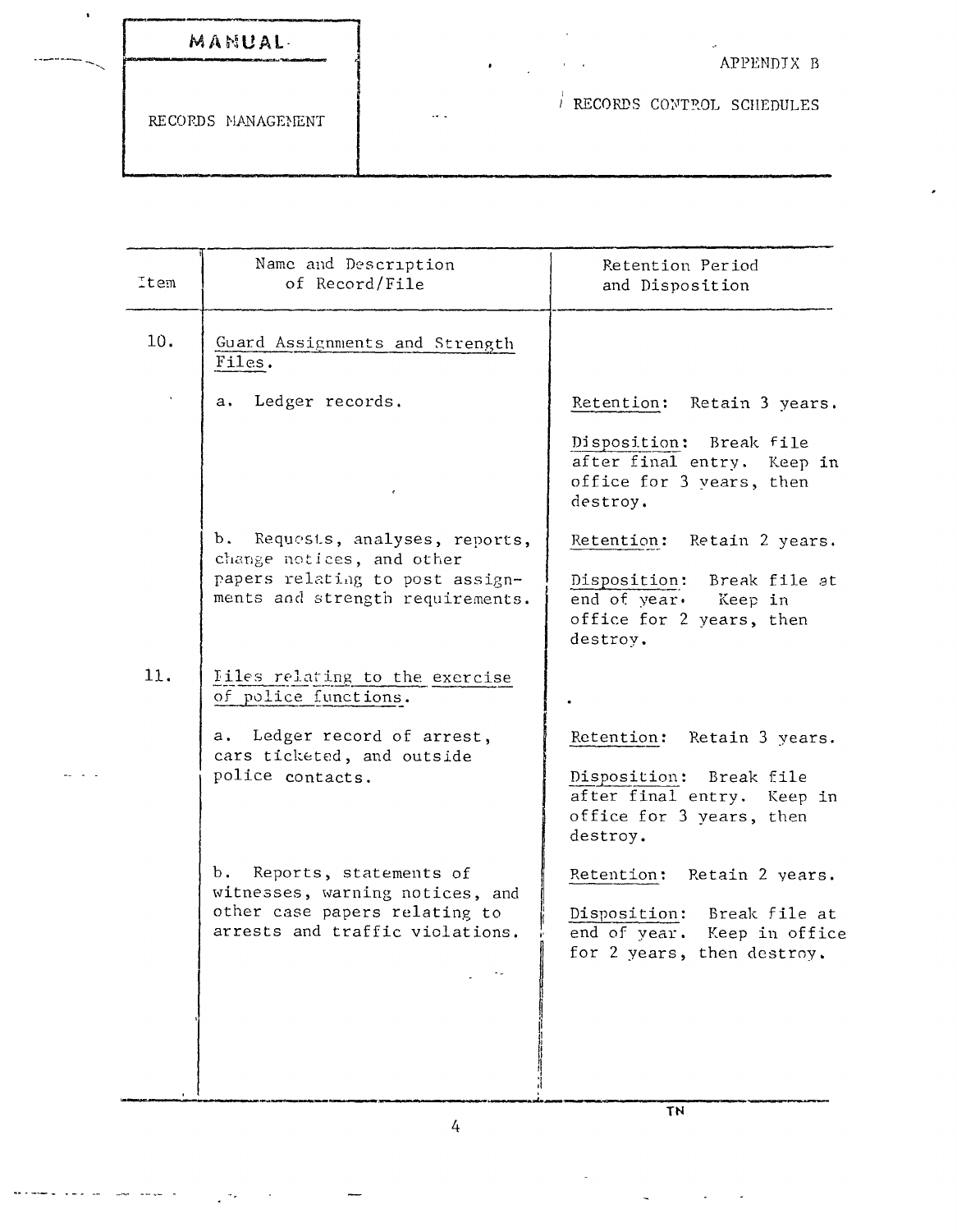| MANUAL | APPENDIX B |
| --- | --- |
| RECORDS MANAGEMENT | RECORDS CONTROL SCHEDULES |

| Item | Name and Description of Record/File | Retention Period and Disposition |
| --- | --- | --- |
| 10. | Guard Assignments and Strength Files. | |
| | a. Ledger records. | Retention: Retain 3 years.<br><br>Disposition: Break file after final entry. Keep in office for 3 years, then destroy. |
| | b. Requests, analyses, reports, change notices, and other papers relating to post assignments and strength requirements. | Retention: Retain 2 years.<br><br>Disposition: Break file at end of year. Keep in office for 2 years, then destroy. |
| 11. | Files relating to the exercise of police functions. | |
| | a. Ledger record of arrest, cars ticketed, and outside police contacts. | Retention: Retain 3 years.<br><br>Disposition: Break file after final entry. Keep in office for 3 years, then destroy. |
| | b. Reports, statements of witnesses, warning notices, and other case papers relating to arrests and traffic violations. | Retention: Retain 2 years.<br><br>Disposition: Break file at end of year. Keep in office for 2 years, then destroy. |

TN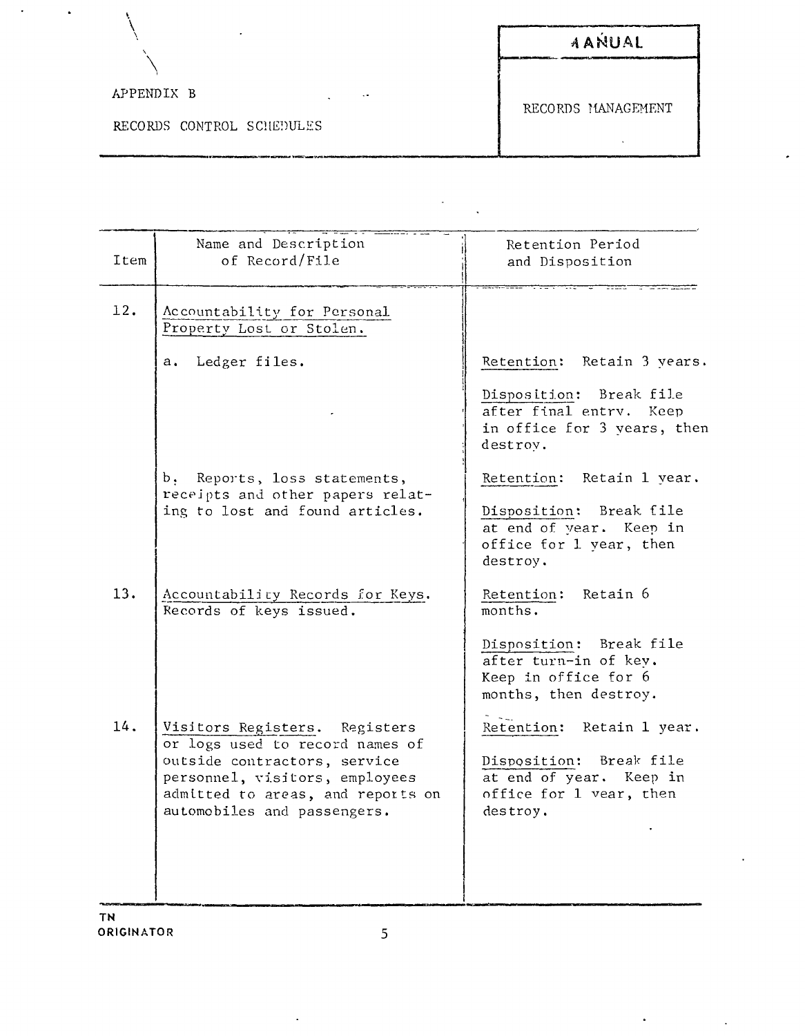APPENDIX B

RECORDS CONTROL SCHEDULES

MANUAL

RECORDS MANAGEMENT

| Item | Name and Description of Record/File | Retention Period and Disposition |
|---|---|---|
| 12. | Accountability for Personal Property Lost or Stolen. | |
| | a. Ledger files. | Retention: Retain 3 years.<br><br>Disposition: Break file after final entry. Keep in office for 3 years, then destroy. |
| | b. Reports, loss statements, receipts and other papers relating to lost and found articles. | Retention: Retain 1 year.<br><br>Disposition: Break file at end of year. Keep in office for 1 year, then destroy. |
| 13. | Accountability Records for Keys. Records of keys issued. | Retention: Retain 6 months.<br><br>Disposition: Break file after turn-in of key. Keep in office for 6 months, then destroy. |
| 14. | Visitors Registers. Registers or logs used to record names of outside contractors, service personnel, visitors, employees admitted to areas, and reports on automobiles and passengers. | Retention: Retain 1 year.<br><br>Disposition: Break file at end of year. Keep in office for 1 year, then destroy. |

TN
ORIGINATOR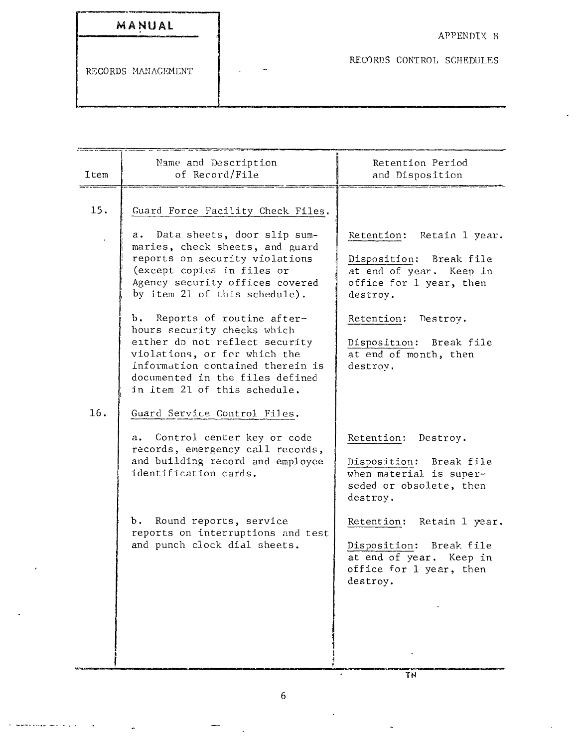MANUAL

RECORDS MANAGEMENT

APPENDIX B

RECORDS CONTROL SCHEDULES

| Item | Name and Description of Record/File | Retention Period and Disposition |
|---|---|---|
| 15. | Guard Force Facility Check Files. | |
| | a. Data sheets, door slip summaries, check sheets, and guard reports on security violations (except copies in files or Agency security offices covered by item 21 of this schedule). | Retention: Retain 1 year.<br><br>Disposition: Break file at end of year. Keep in office for 1 year, then destroy. |
| | b. Reports of routine after-hours security checks which either do not reflect security violations, or for which the information contained therein is documented in the files defined in item 21 of this schedule. | Retention: Destroy.<br><br>Disposition: Break file at end of month, then destroy. |
| 16. | Guard Service Control Files. | |
| | a. Control center key or code records, emergency call records, and building record and employee identification cards. | Retention: Destroy.<br><br>Disposition: Break file when material is superseded or obsolete, then destroy. |
| | b. Round reports, service reports on interruptions and test and punch clock dial sheets. | Retention: Retain 1 year.<br><br>Disposition: Break file at end of year. Keep in office for 1 year, then destroy. |

TN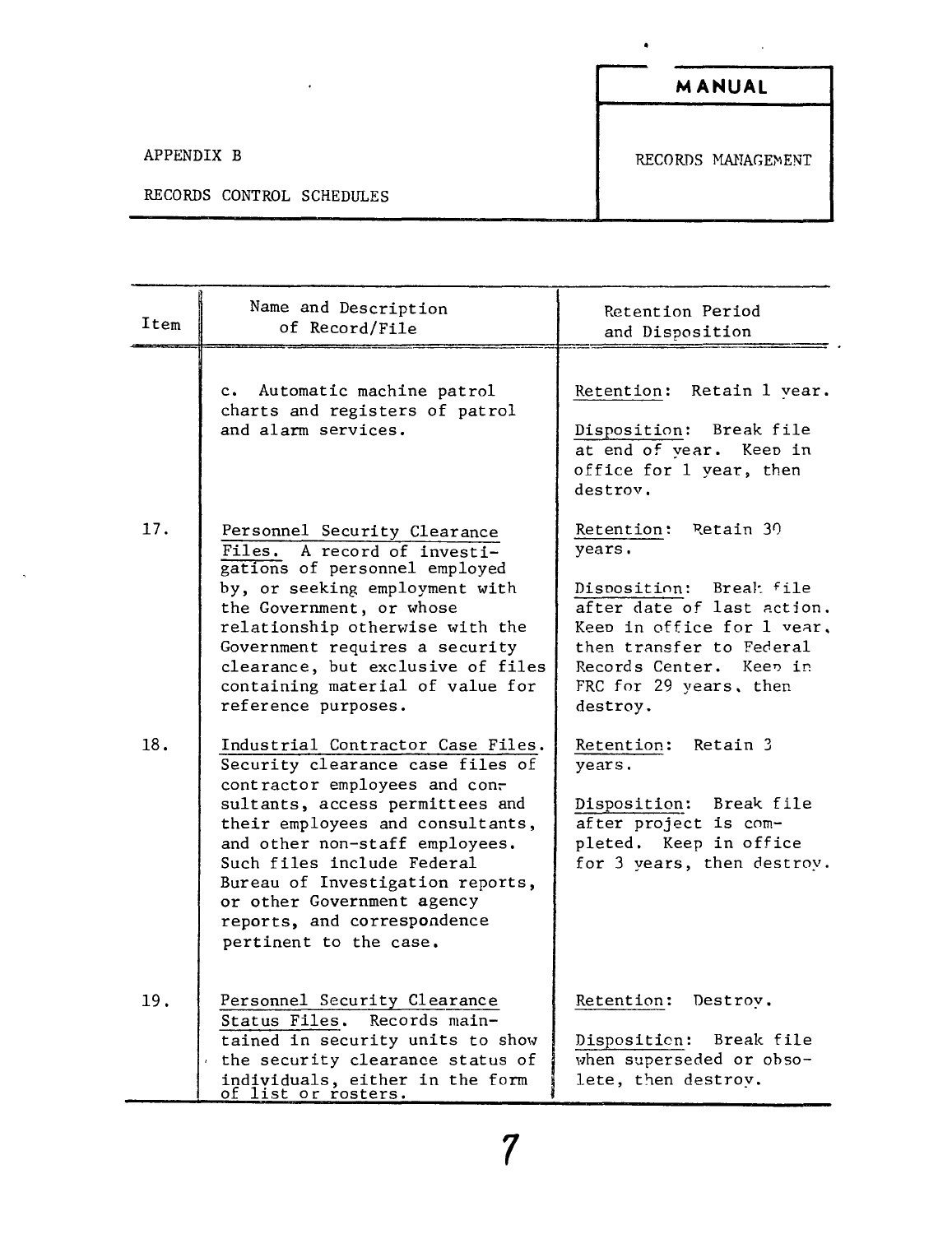APPENDIX B

RECORDS CONTROL SCHEDULES

**MANUAL**

RECORDS MANAGEMENT

| Item | Name and Description of Record/File | Retention Period and Disposition |
|---|---|---|
| | c. Automatic machine patrol charts and registers of patrol and alarm services. | Retention: Retain 1 year.<br><br>Disposition: Break file at end of year. Keep in office for 1 year, then destroy. |
| 17. | Personnel Security Clearance Files. A record of investigations of personnel employed by, or seeking employment with the Government, or whose relationship otherwise with the Government requires a security clearance, but exclusive of files containing material of value for reference purposes. | Retention: Retain 30 years.<br><br>Disposition: Break file after date of last action. Keep in office for 1 year, then transfer to Federal Records Center. Keep in FRC for 29 years, then destroy. |
| 18. | Industrial Contractor Case Files. Security clearance case files of contractor employees and consultants, access permittees and their employees and consultants, and other non-staff employees. Such files include Federal Bureau of Investigation reports, or other Government agency reports, and correspondence pertinent to the case. | Retention: Retain 3 years.<br><br>Disposition: Break file after project is completed. Keep in office for 3 years, then destroy. |
| 19. | Personnel Security Clearance Status Files. Records maintained in security units to show the security clearance status of individuals, either in the form of list or rosters. | Retention: Destroy.<br><br>Disposition: Break file when superseded or obsolete, then destroy. |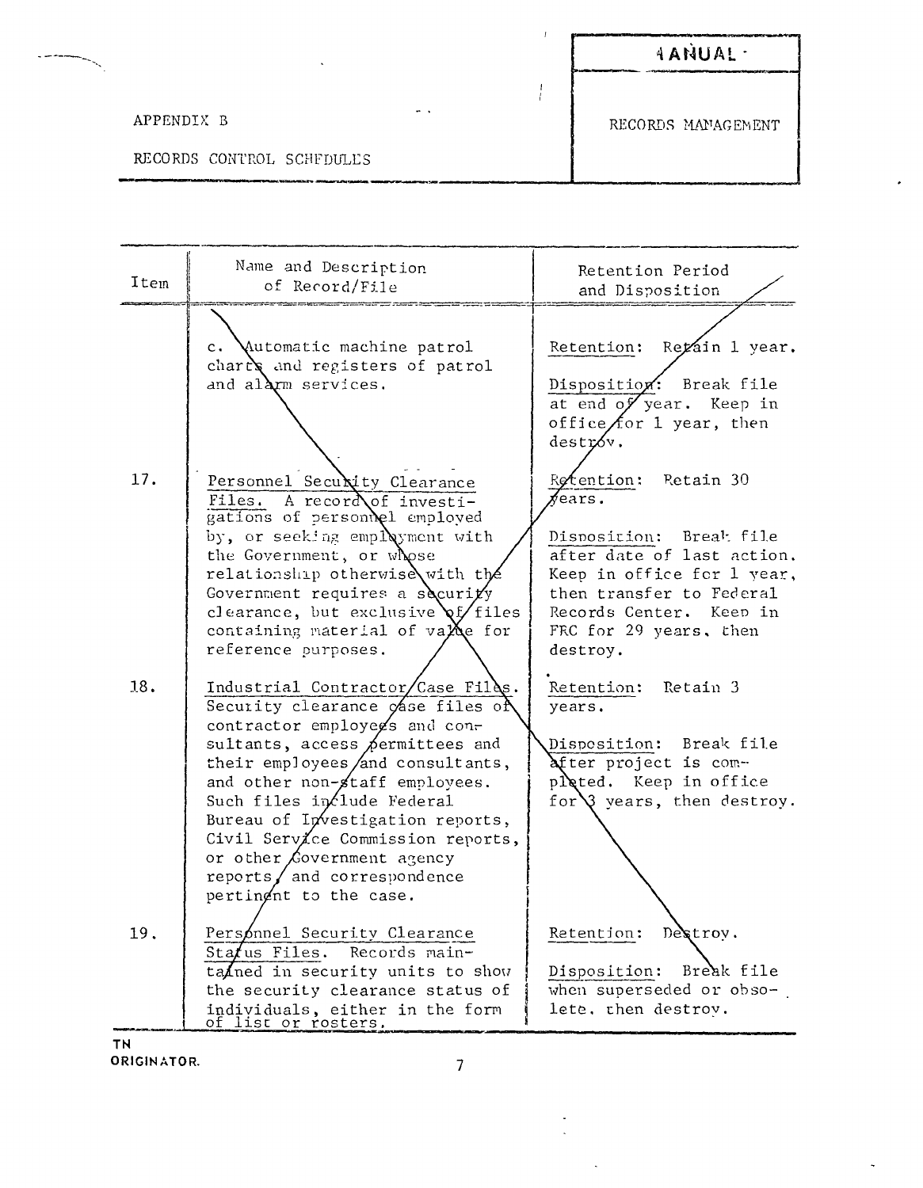APPENDIX B

RECORDS CONTROL SCHEDULES

MANUAL

RECORDS MANAGEMENT

| Item | Name and Description of Record/File | Retention Period and Disposition |
|---|---|---|
| | c. Automatic machine patrol charts and registers of patrol and alarm services. | Retention: Retain 1 year.<br><br>Disposition: Break file at end of year. Keep in office for 1 year, then destroy. |
| 17. | Personnel Security Clearance Files. A record of investigations of personnel employed by, or seeking employment with the Government, or whose relationship otherwise with the Government requires a security clearance, but exclusive of files containing material of value for reference purposes. | Retention: Retain 30 years.<br><br>Disposition: Break file after date of last action. Keep in office for 1 year, then transfer to Federal Records Center. Keep in FRC for 29 years, then destroy. |
| 18. | Industrial Contractor Case Files. Security clearance case files of contractor employees and consultants, access permittees and their employees and consultants, and other non-staff employees. Such files include Federal Bureau of Investigation reports, Civil Service Commission reports, or other Government agency reports, and correspondence pertinent to the case. | Retention: Retain 3 years.<br><br>Disposition: Break file after project is completed. Keep in office for 3 years, then destroy. |
| 19. | Personnel Security Clearance Status Files. Records maintained in security units to show the security clearance status of individuals, either in the form of list or rosters. | Retention: Destroy.<br><br>Disposition: Break file when superseded or obsolete, then destroy. |

TN
ORIGINATOR.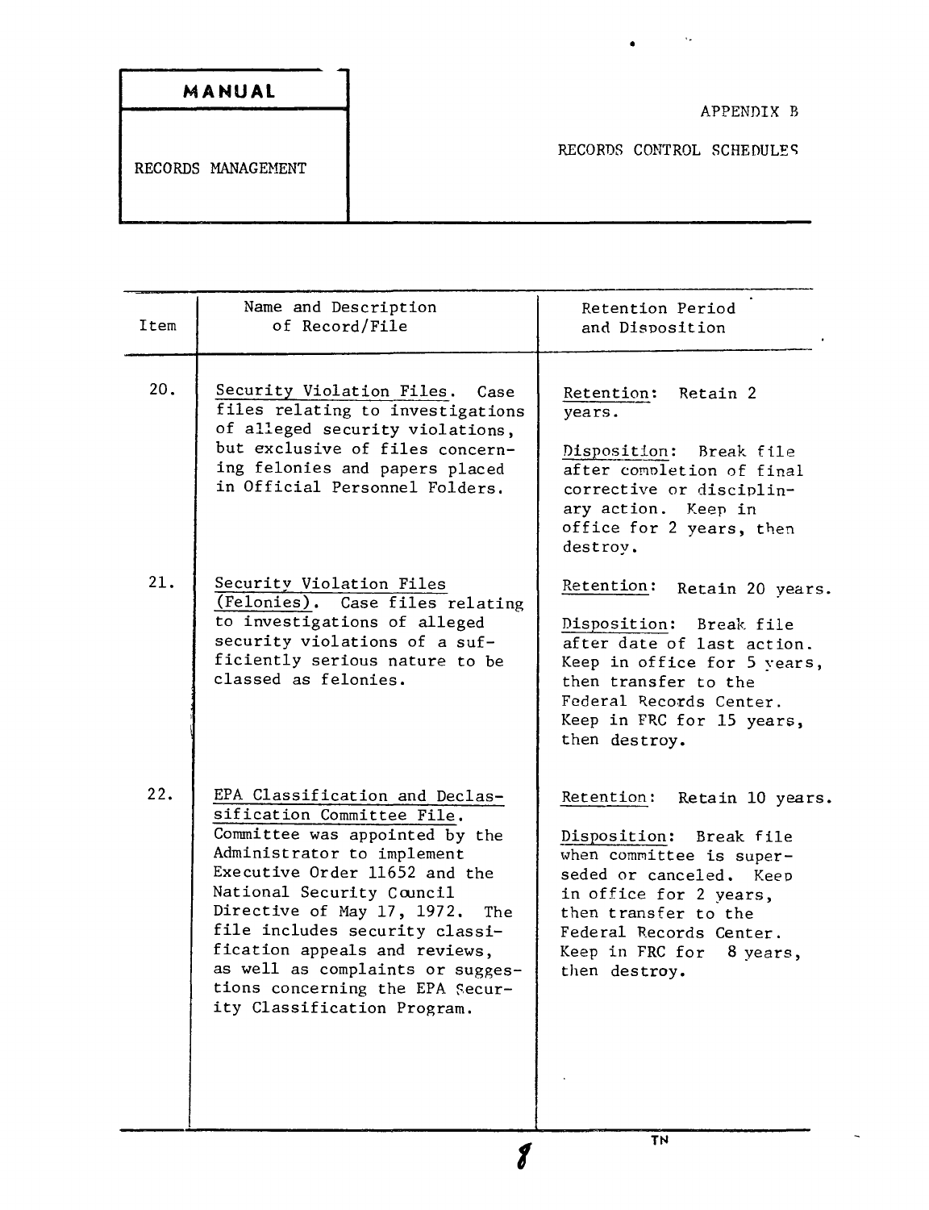**MANUAL**

RECORDS MANAGEMENT

APPENDIX B

RECORDS CONTROL SCHEDULES

| Item | Name and Description of Record/File | Retention Period and Disposition |
|---|---|---|
| 20. | Security Violation Files. Case files relating to investigations of alleged security violations, but exclusive of files concerning felonies and papers placed in Official Personnel Folders. | Retention: Retain 2 years.<br><br>Disposition: Break file after completion of final corrective or disciplinary action. Keep in office for 2 years, then destroy. |
| 21. | Security Violation Files (Felonies). Case files relating to investigations of alleged security violations of a sufficiently serious nature to be classed as felonies. | Retention: Retain 20 years.<br><br>Disposition: Break file after date of last action. Keep in office for 5 years, then transfer to the Federal Records Center. Keep in FRC for 15 years, then destroy. |
| 22. | EPA Classification and Declassification Committee File. Committee was appointed by the Administrator to implement Executive Order 11652 and the National Security Council Directive of May 17, 1972. The file includes security classification appeals and reviews, as well as complaints or suggestions concerning the EPA Security Classification Program. | Retention: Retain 10 years.<br><br>Disposition: Break file when committee is superseded or canceled. Keep in office for 2 years, then transfer to the Federal Records Center. Keep in FRC for 8 years, then destroy. |

TN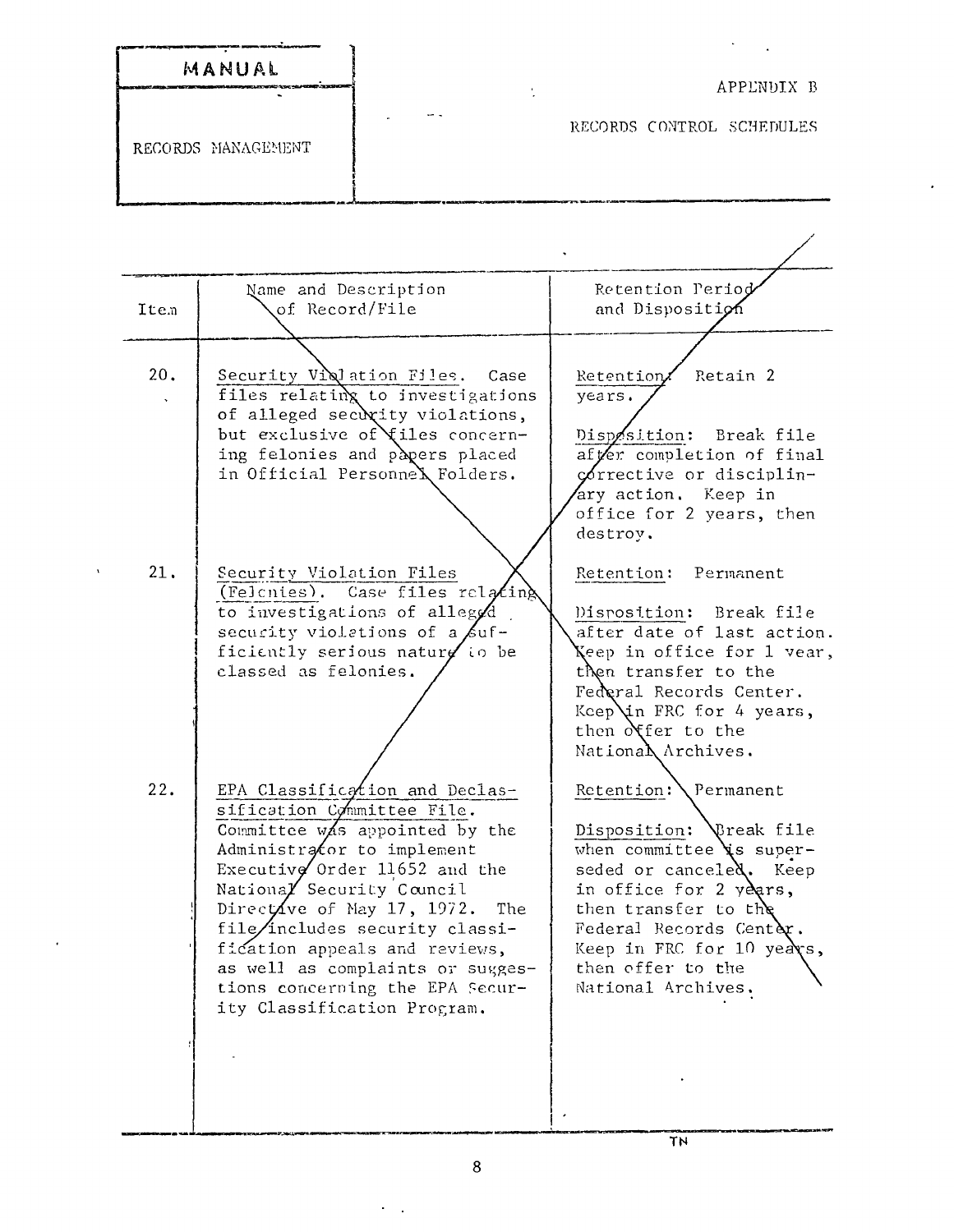MANUAL

RECORDS MANAGEMENT

APPENDIX B

RECORDS CONTROL SCHEDULES

| Item | Name and Description of Record/File | Retention Period and Disposition |
|---|---|---|
| 20. | Security Violation Files. Case files relating to investigations of alleged security violations, but exclusive of files concerning felonies and papers placed in Official Personnel Folders. | Retention: Retain 2 years. Disposition: Break file after completion of final corrective or disciplinary action. Keep in office for 2 years, then destroy. |
| 21. | Security Violation Files (Felonies). Case files relating to investigations of alleged security violations of a sufficiently serious nature to be classed as felonies. | Retention: Permanent Disposition: Break file after date of last action. Keep in office for 1 year, then transfer to the Federal Records Center. Keep in FRC for 4 years, then offer to the National Archives. |
| 22. | EPA Classification and Declassification Committee File. Committee was appointed by the Administrator to implement Executive Order 11652 and the National Security Council Directive of May 17, 1972. The file includes security classification appeals and reviews, as well as complaints or suggestions concerning the EPA Security Classification Program. | Retention: Permanent Disposition: Break file when committee is superseded or canceled. Keep in office for 2 years, then transfer to the Federal Records Center. Keep in FRC for 10 years, then offer to the National Archives. |

TN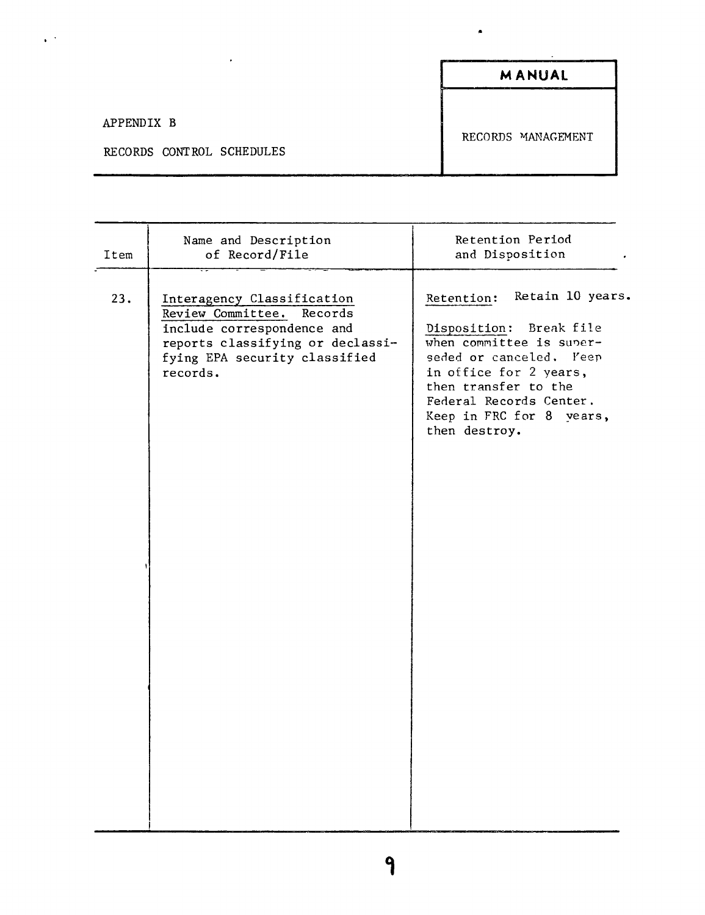APPENDIX B

RECORDS CONTROL SCHEDULES

**MANUAL**

RECORDS MANAGEMENT

| Item | Name and Description of Record/File | Retention Period and Disposition |
|---|---|---|
| 23. | Interagency Classification Review Committee. Records include correspondence and reports classifying or declassifying EPA security classified records. | Retention: Retain 10 years.<br><br>Disposition: Break file when committee is superseded or canceled. Keep in office for 2 years, then transfer to the Federal Records Center. Keep in FRC for 8 years, then destroy. |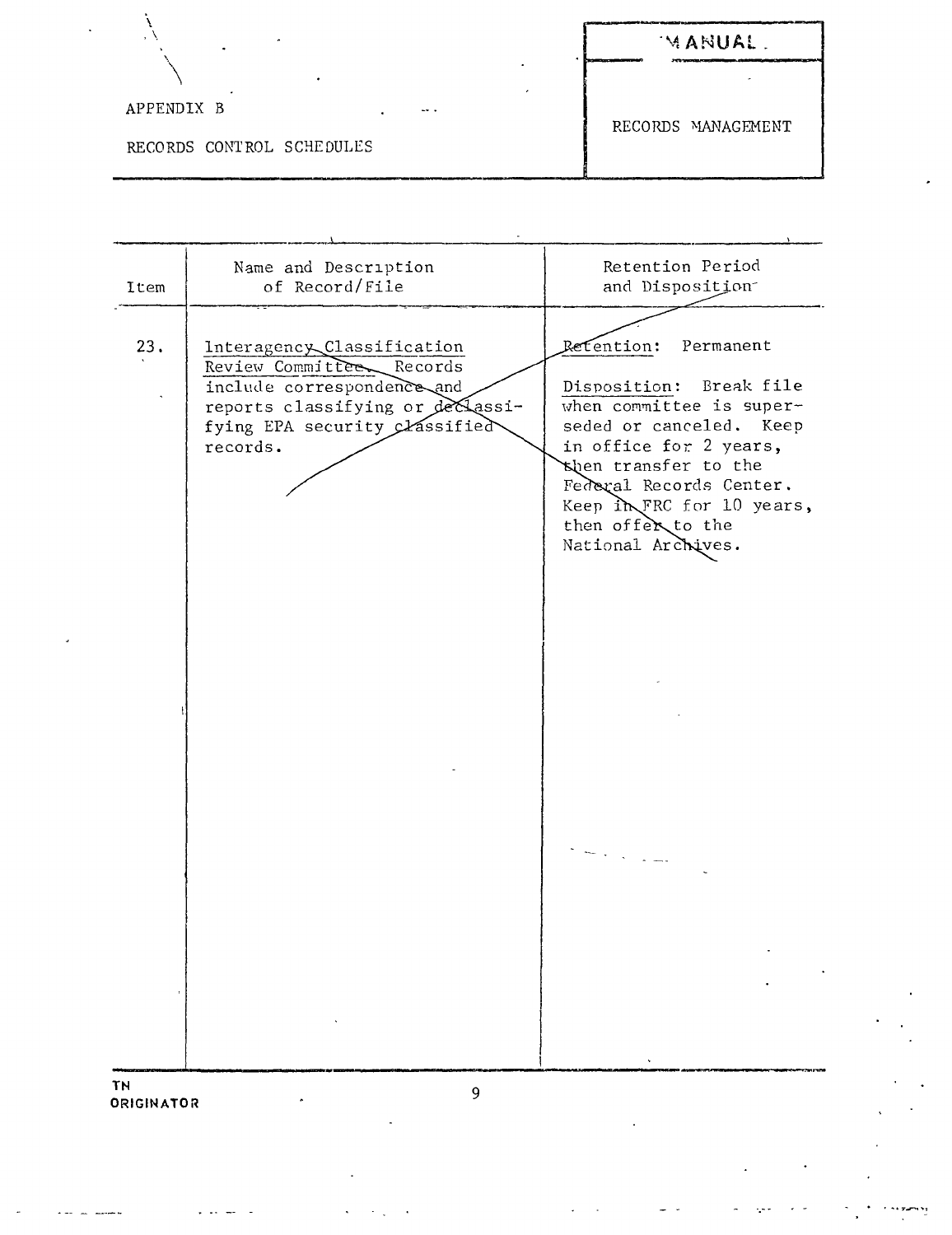APPENDIX B

RECORDS CONTROL SCHEDULES

MANUAL

RECORDS MANAGEMENT

| Item | Name and Description of Record/File | Retention Period and Disposition |
|---|---|---|
| 23. | Interagency Classification Review Committee. Records include correspondence and reports classifying or declassifying EPA security classified records. | Retention: Permanent<br><br>Disposition: Break file when committee is superseded or canceled. Keep in office for 2 years, then transfer to the Federal Records Center. Keep in FRC for 10 years, then offer to the National Archives. |

TN
ORIGINATOR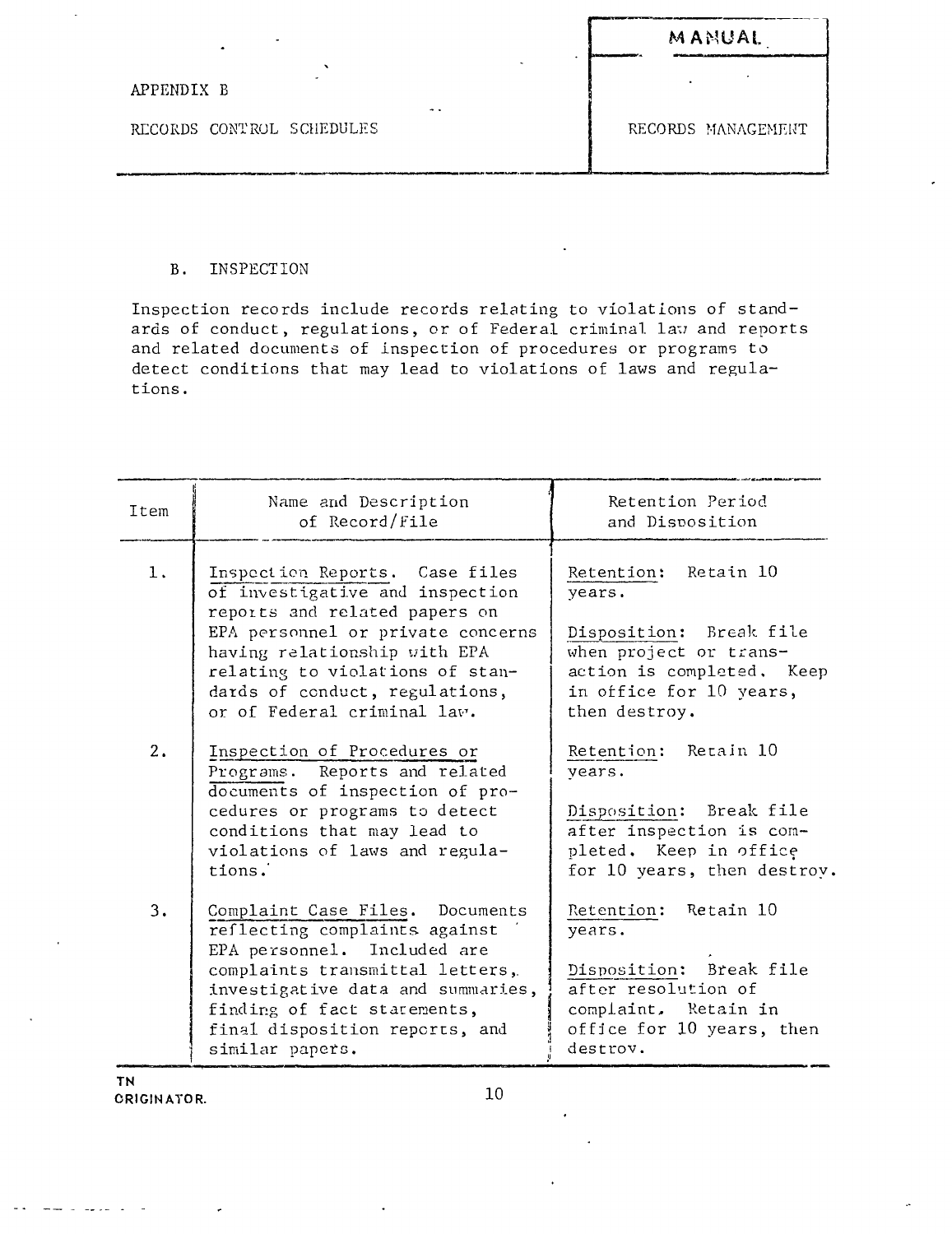## B. INSPECTION

Inspection records include records relating to violations of standards of conduct, regulations, or of Federal criminal law and reports and related documents of inspection of procedures or programs to detect conditions that may lead to violations of laws and regulations.

| Item | Name and Description of Record/File | Retention Period and Disposition |
|---|---|---|
| 1. | Inspection Reports. Case files of investigative and inspection reports and related papers on EPA personnel or private concerns having relationship with EPA relating to violations of standards of conduct, regulations, or of Federal criminal law. | Retention: Retain 10 years.<br><br>Disposition: Break file when project or transaction is completed. Keep in office for 10 years, then destroy. |
| 2. | Inspection of Procedures or Programs. Reports and related documents of inspection of procedures or programs to detect conditions that may lead to violations of laws and regulations. | Retention: Retain 10 years.<br><br>Disposition: Break file after inspection is completed. Keep in office for 10 years, then destroy. |
| 3. | Complaint Case Files. Documents reflecting complaints against EPA personnel. Included are complaints transmittal letters, investigative data and summaries, finding of fact statements, final disposition reports, and similar papers. | Retention: Retain 10 years.<br><br>Disposition: Break file after resolution of complaint. Retain in office for 10 years, then destroy. |

TN
ORIGINATOR.